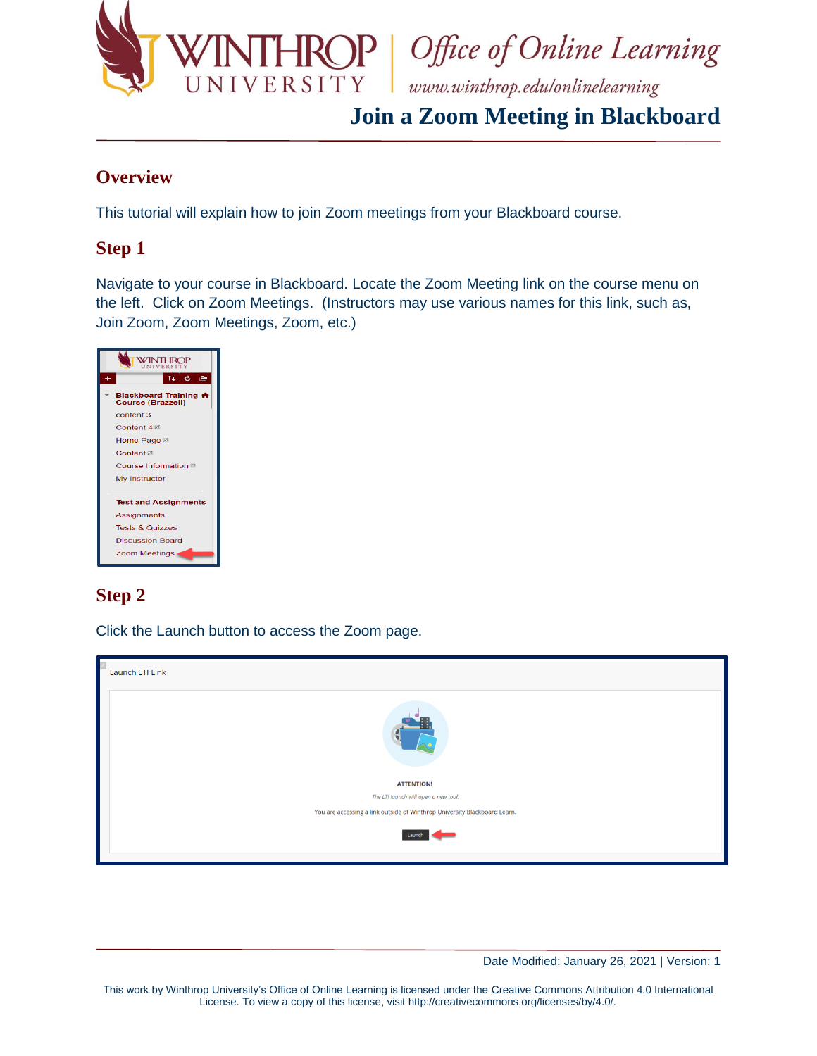# Join a Zoom Meeting in Blackboard

## Overview

This tutorial will explain how to join Zoom meetings from your Blackboard course.

## Step 1

Navigate to your course in Blackboard. Locate the Zoom Meeting link on the course menu on the left. Click on Zoom Meetings. (Instructors may use various names for this link, such as, Join Zoom, Zoom Meetings, Zoom, etc.)

## Step 2

Click the Launch button to access the Zoom page.

Date Modified: January 26, 2021 | Version: 1

This work by Winthrop University's Office of Online Learning is licensed under the Creative Commons Attribution 4.0 International License. To view a copy of this license, visit http://creativecommons.org/licenses/by/4.0/.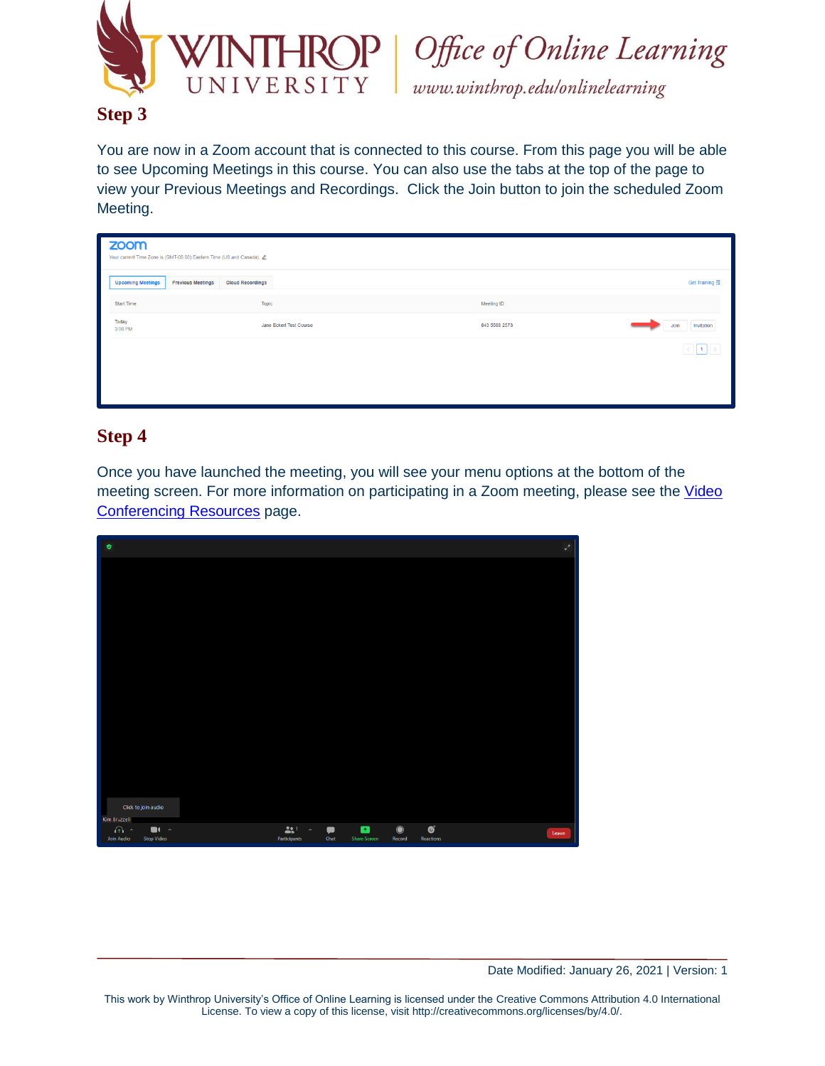## Step 3

You are now in a Zoom account that is connected to this course. From this page you will be able to see Upcoming Meetings in this course. You can also use the tabs at the top of the page to view your Previous Meetings and Recordings. Click the Join button to join the scheduled Zoom Meeting.

## Step 4

Once you have launched the meeting, you will see your menu options at the bottom of the meeting screen. For more information on participating in a Zoom meeting, please see the Video Conferencing Resources page.

Date Modified: January 26, 2021 | Version: 1

This work by Winthrop University's Office of Online Learning is licensed under the Creative Commons Attribution 4.0 International License. To view a copy of this license, visit http://creativecommons.org/licenses/by/4.0/.